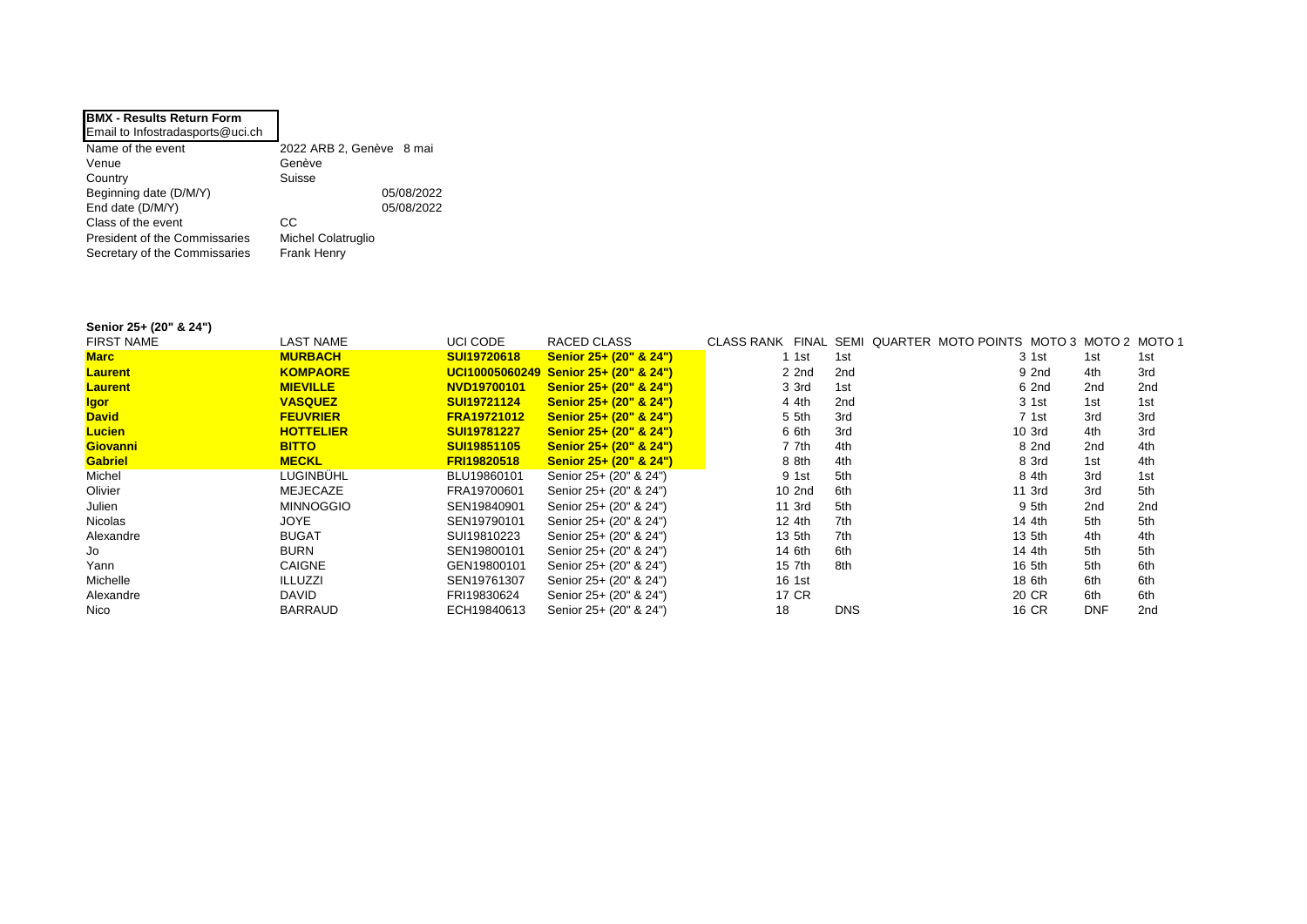**BMX - Results Return Form**
Email to Infostradasports@uci.ch

| | |
|---|---|
| Name of the event | 2022 ARB 2, Genève 8 mai |
| Venue | Genève |
| Country | Suisse |
| Beginning date (D/M/Y) | 05/08/2022 |
| End date (D/M/Y) | 05/08/2022 |
| Class of the event | CC |
| President of the Commissaries | Michel Colatruglio |
| Secretary of the Commissaries | Frank Henry |

**Senior 25+ (20" & 24")**

| FIRST NAME | LAST NAME | UCI CODE | RACED CLASS | CLASS RANK | FINAL | SEMI | QUARTER | MOTO POINTS | MOTO 3 | MOTO 2 | MOTO 1 |
|---|---|---|---|---|---|---|---|---|---|---|---|
| **Marc** | **MURBACH** | **SUI19720618** | **Senior 25+ (20" & 24")** | 1 | 1st | 1st | | 3 | 1st | 1st | 1st |
| **Laurent** | **KOMPAORE** | **UCI10005060249** | **Senior 25+ (20" & 24")** | 2 | 2nd | 2nd | | 9 | 2nd | 4th | 3rd |
| **Laurent** | **MIEVILLE** | **NVD19700101** | **Senior 25+ (20" & 24")** | 3 | 3rd | 1st | | 6 | 2nd | 2nd | 2nd |
| **Igor** | **VASQUEZ** | **SUI19721124** | **Senior 25+ (20" & 24")** | 4 | 4th | 2nd | | 3 | 1st | 1st | 1st |
| **David** | **FEUVRIER** | **FRA19721012** | **Senior 25+ (20" & 24")** | 5 | 5th | 3rd | | 7 | 1st | 3rd | 3rd |
| **Lucien** | **HOTTELIER** | **SUI19781227** | **Senior 25+ (20" & 24")** | 6 | 6th | 3rd | | 10 | 3rd | 4th | 3rd |
| **Giovanni** | **BITTO** | **SUI19851105** | **Senior 25+ (20" & 24")** | 7 | 7th | 4th | | 8 | 2nd | 2nd | 4th |
| **Gabriel** | **MECKL** | **FRI19820518** | **Senior 25+ (20" & 24")** | 8 | 8th | 4th | | 8 | 3rd | 1st | 4th |
| Michel | LUGINBÜHL | BLU19860101 | Senior 25+ (20" & 24") | 9 | 1st | 5th | | 8 | 4th | 3rd | 1st |
| Olivier | MEJECAZE | FRA19700601 | Senior 25+ (20" & 24") | 10 | 2nd | 6th | | 11 | 3rd | 3rd | 5th |
| Julien | MINNOGGIO | SEN19840901 | Senior 25+ (20" & 24") | 11 | 3rd | 5th | | 9 | 5th | 2nd | 2nd |
| Nicolas | JOYE | SEN19790101 | Senior 25+ (20" & 24") | 12 | 4th | 7th | | 14 | 4th | 5th | 5th |
| Alexandre | BUGAT | SUI19810223 | Senior 25+ (20" & 24") | 13 | 5th | 7th | | 13 | 5th | 4th | 4th |
| Jo | BURN | SEN19800101 | Senior 25+ (20" & 24") | 14 | 6th | 6th | | 14 | 4th | 5th | 5th |
| Yann | CAIGNE | GEN19800101 | Senior 25+ (20" & 24") | 15 | 7th | 8th | | 16 | 5th | 5th | 6th |
| Michelle | ILLUZZI | SEN19761307 | Senior 25+ (20" & 24") | 16 | 1st | | | 18 | 6th | 6th | 6th |
| Alexandre | DAVID | FRI19830624 | Senior 25+ (20" & 24") | 17 | CR | | | 20 | CR | 6th | 6th |
| Nico | BARRAUD | ECH19840613 | Senior 25+ (20" & 24") | 18 | | DNS | | 16 | CR | DNF | 2nd |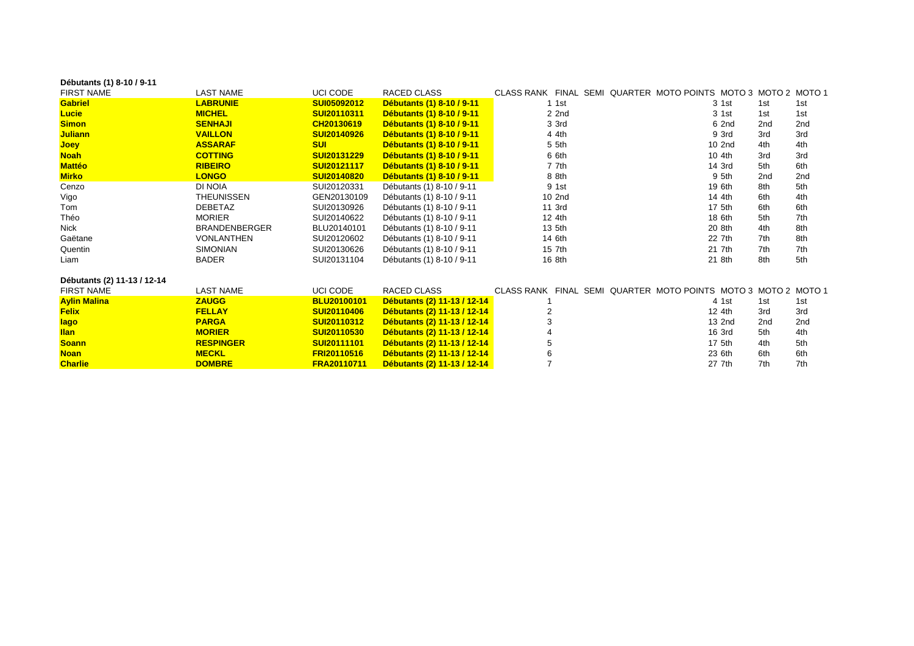**Débutants (1) 8-10 / 9-11**

| FIRST NAME | LAST NAME | UCI CODE | RACED CLASS | CLASS RANK | FINAL | SEMI | QUARTER | MOTO POINTS | MOTO 3 | MOTO 2 | MOTO 1 |
|---|---|---|---|---|---|---|---|---|---|---|---|
| **Gabriel** | **LABRUNIE** | **SUI05092012** | **Débutants (1) 8-10 / 9-11** | 1 | 1st | | | 3 | 1st | 1st | 1st |
| **Lucie** | **MICHEL** | **SUI20110311** | **Débutants (1) 8-10 / 9-11** | 2 | 2nd | | | 3 | 1st | 1st | 1st |
| **Simon** | **SENHAJI** | **CH20130619** | **Débutants (1) 8-10 / 9-11** | 3 | 3rd | | | 6 | 2nd | 2nd | 2nd |
| **Juliann** | **VAILLON** | **SUI20140926** | **Débutants (1) 8-10 / 9-11** | 4 | 4th | | | 9 | 3rd | 3rd | 3rd |
| **Joey** | **ASSARAF** | **SUI** | **Débutants (1) 8-10 / 9-11** | 5 | 5th | | | 10 | 2nd | 4th | 4th |
| **Noah** | **COTTING** | **SUI20131229** | **Débutants (1) 8-10 / 9-11** | 6 | 6th | | | 10 | 4th | 3rd | 3rd |
| **Mattéo** | **RIBEIRO** | **SUI20121117** | **Débutants (1) 8-10 / 9-11** | 7 | 7th | | | 14 | 3rd | 5th | 6th |
| **Mirko** | **LONGO** | **SUI20140820** | **Débutants (1) 8-10 / 9-11** | 8 | 8th | | | 9 | 5th | 2nd | 2nd |
| Cenzo | DI NOIA | SUI20120331 | Débutants (1) 8-10 / 9-11 | 9 | 1st | | | 19 | 6th | 8th | 5th |
| Vigo | THEUNISSEN | GEN20130109 | Débutants (1) 8-10 / 9-11 | 10 | 2nd | | | 14 | 4th | 6th | 4th |
| Tom | DEBETAZ | SUI20130926 | Débutants (1) 8-10 / 9-11 | 11 | 3rd | | | 17 | 5th | 6th | 6th |
| Théo | MORIER | SUI20140622 | Débutants (1) 8-10 / 9-11 | 12 | 4th | | | 18 | 6th | 5th | 7th |
| Nick | BRANDENBERGER | BLU20140101 | Débutants (1) 8-10 / 9-11 | 13 | 5th | | | 20 | 8th | 4th | 8th |
| Gaëtane | VONLANTHEN | SUI20120602 | Débutants (1) 8-10 / 9-11 | 14 | 6th | | | 22 | 7th | 7th | 8th |
| Quentin | SIMONIAN | SUI20130626 | Débutants (1) 8-10 / 9-11 | 15 | 7th | | | 21 | 7th | 7th | 7th |
| Liam | BADER | SUI20131104 | Débutants (1) 8-10 / 9-11 | 16 | 8th | | | 21 | 8th | 8th | 5th |

**Débutants (2) 11-13 / 12-14**

| FIRST NAME | LAST NAME | UCI CODE | RACED CLASS | CLASS RANK | FINAL | SEMI | QUARTER | MOTO POINTS | MOTO 3 | MOTO 2 | MOTO 1 |
|---|---|---|---|---|---|---|---|---|---|---|---|
| **Aylin Malina** | **ZAUGG** | **BLU20100101** | **Débutants (2) 11-13 / 12-14** | 1 | | | | 4 | 1st | 1st | 1st |
| **Felix** | **FELLAY** | **SUI20110406** | **Débutants (2) 11-13 / 12-14** | 2 | | | | 12 | 4th | 3rd | 3rd |
| **Iago** | **PARGA** | **SUI20110312** | **Débutants (2) 11-13 / 12-14** | 3 | | | | 13 | 2nd | 2nd | 2nd |
| **Ilan** | **MORIER** | **SUI20110530** | **Débutants (2) 11-13 / 12-14** | 4 | | | | 16 | 3rd | 5th | 4th |
| **Soann** | **RESPINGER** | **SUI20111101** | **Débutants (2) 11-13 / 12-14** | 5 | | | | 17 | 5th | 4th | 5th |
| **Noan** | **MECKL** | **FRI20110516** | **Débutants (2) 11-13 / 12-14** | 6 | | | | 23 | 6th | 6th | 6th |
| **Charlie** | **DOMBRE** | **FRA20110711** | **Débutants (2) 11-13 / 12-14** | 7 | | | | 27 | 7th | 7th | 7th |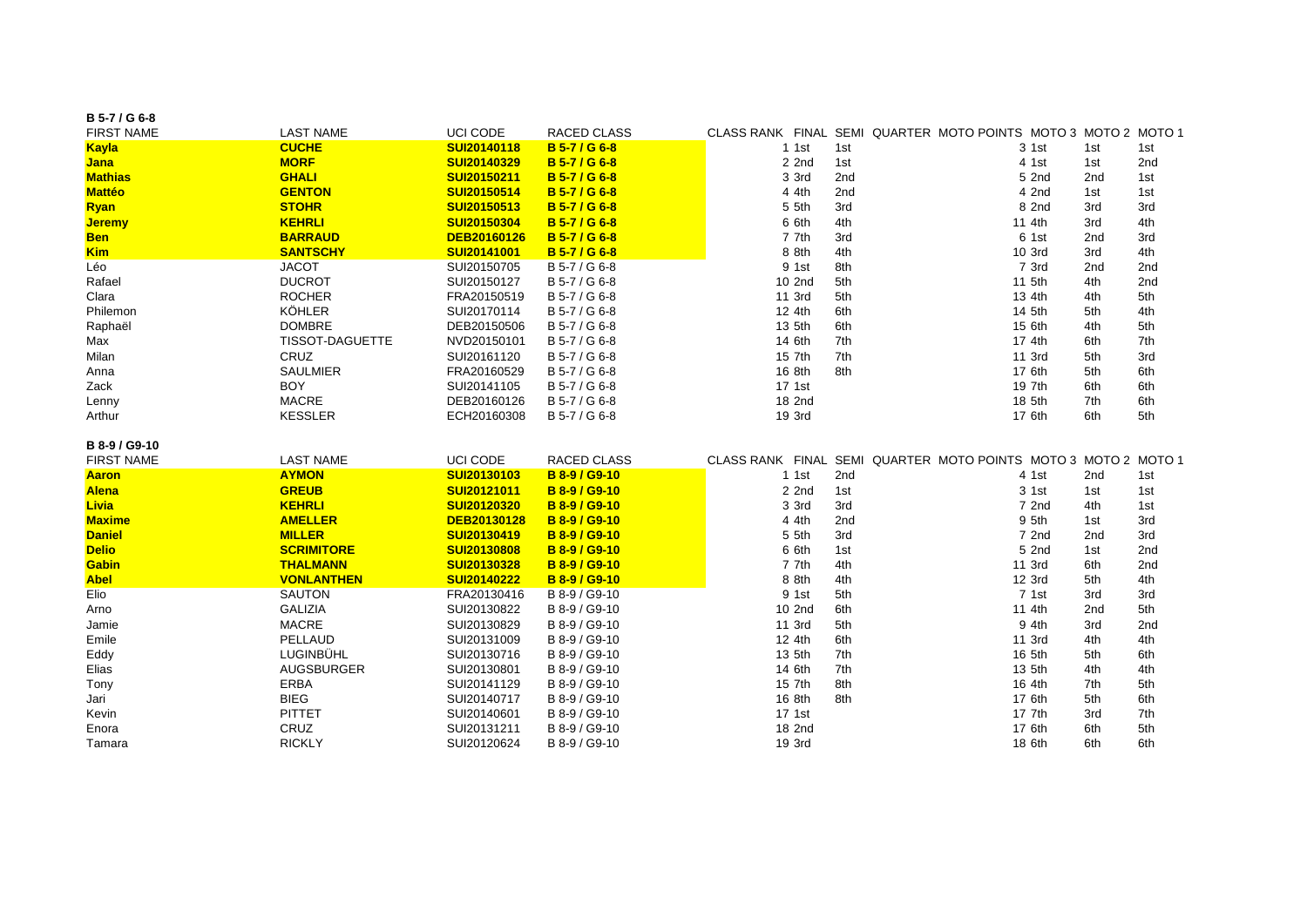**B 5-7 / G 6-8**

| FIRST NAME | LAST NAME | UCI CODE | RACED CLASS | CLASS RANK | FINAL | SEMI | QUARTER | MOTO POINTS | MOTO 3 | MOTO 2 | MOTO 1 |
|---|---|---|---|---|---|---|---|---|---|---|---|
| **Kayla** | **CUCHE** | **SUI20140118** | **B 5-7 / G 6-8** | 1 | 1st | 1st | | 3 | 1st | 1st | 1st |
| **Jana** | **MORF** | **SUI20140329** | **B 5-7 / G 6-8** | 2 | 2nd | 1st | | 4 | 1st | 1st | 2nd |
| **Mathias** | **GHALI** | **SUI20150211** | **B 5-7 / G 6-8** | 3 | 3rd | 2nd | | 5 | 2nd | 2nd | 1st |
| **Mattéo** | **GENTON** | **SUI20150514** | **B 5-7 / G 6-8** | 4 | 4th | 2nd | | 4 | 2nd | 1st | 1st |
| **Ryan** | **STOHR** | **SUI20150513** | **B 5-7 / G 6-8** | 5 | 5th | 3rd | | 8 | 2nd | 3rd | 3rd |
| **Jeremy** | **KEHRLI** | **SUI20150304** | **B 5-7 / G 6-8** | 6 | 6th | 4th | | 11 | 4th | 3rd | 4th |
| **Ben** | **BARRAUD** | **DEB20160126** | **B 5-7 / G 6-8** | 7 | 7th | 3rd | | 6 | 1st | 2nd | 3rd |
| **Kim** | **SANTSCHY** | **SUI20141001** | **B 5-7 / G 6-8** | 8 | 8th | 4th | | 10 | 3rd | 3rd | 4th |
| Léo | JACOT | SUI20150705 | B 5-7 / G 6-8 | 9 | 1st | 8th | | 7 | 3rd | 2nd | 2nd |
| Rafael | DUCROT | SUI20150127 | B 5-7 / G 6-8 | 10 | 2nd | 5th | | 11 | 5th | 4th | 2nd |
| Clara | ROCHER | FRA20150519 | B 5-7 / G 6-8 | 11 | 3rd | 5th | | 13 | 4th | 4th | 5th |
| Philemon | KÖHLER | SUI20170114 | B 5-7 / G 6-8 | 12 | 4th | 6th | | 14 | 5th | 5th | 4th |
| Raphaël | DOMBRE | DEB20150506 | B 5-7 / G 6-8 | 13 | 5th | 6th | | 15 | 6th | 4th | 5th |
| Max | TISSOT-DAGUETTE | NVD20150101 | B 5-7 / G 6-8 | 14 | 6th | 7th | | 17 | 4th | 6th | 7th |
| Milan | CRUZ | SUI20161120 | B 5-7 / G 6-8 | 15 | 7th | 7th | | 11 | 3rd | 5th | 3rd |
| Anna | SAULMIER | FRA20160529 | B 5-7 / G 6-8 | 16 | 8th | 8th | | 17 | 6th | 5th | 6th |
| Zack | BOY | SUI20141105 | B 5-7 / G 6-8 | 17 | 1st | | | 19 | 7th | 6th | 6th |
| Lenny | MACRE | DEB20160126 | B 5-7 / G 6-8 | 18 | 2nd | | | 18 | 5th | 7th | 6th |
| Arthur | KESSLER | ECH20160308 | B 5-7 / G 6-8 | 19 | 3rd | | | 17 | 6th | 6th | 5th |

**B 8-9 / G9-10**

| FIRST NAME | LAST NAME | UCI CODE | RACED CLASS | CLASS RANK | FINAL | SEMI | QUARTER | MOTO POINTS | MOTO 3 | MOTO 2 | MOTO 1 |
|---|---|---|---|---|---|---|---|---|---|---|---|
| **Aaron** | **AYMON** | **SUI20130103** | **B 8-9 / G9-10** | 1 | 1st | 2nd | | 4 | 1st | 2nd | 1st |
| **Alena** | **GREUB** | **SUI20121011** | **B 8-9 / G9-10** | 2 | 2nd | 1st | | 3 | 1st | 1st | 1st |
| **Livia** | **KEHRLI** | **SUI20120320** | **B 8-9 / G9-10** | 3 | 3rd | 3rd | | 7 | 2nd | 4th | 1st |
| **Maxime** | **AMELLER** | **DEB20130128** | **B 8-9 / G9-10** | 4 | 4th | 2nd | | 9 | 5th | 1st | 3rd |
| **Daniel** | **MILLER** | **SUI20130419** | **B 8-9 / G9-10** | 5 | 5th | 3rd | | 7 | 2nd | 2nd | 3rd |
| **Delio** | **SCRIMITORE** | **SUI20130808** | **B 8-9 / G9-10** | 6 | 6th | 1st | | 5 | 2nd | 1st | 2nd |
| **Gabin** | **THALMANN** | **SUI20130328** | **B 8-9 / G9-10** | 7 | 7th | 4th | | 11 | 3rd | 6th | 2nd |
| **Abel** | **VONLANTHEN** | **SUI20140222** | **B 8-9 / G9-10** | 8 | 8th | 4th | | 12 | 3rd | 5th | 4th |
| Elio | SAUTON | FRA20130416 | B 8-9 / G9-10 | 9 | 1st | 5th | | 7 | 1st | 3rd | 3rd |
| Arno | GALIZIA | SUI20130822 | B 8-9 / G9-10 | 10 | 2nd | 6th | | 11 | 4th | 2nd | 5th |
| Jamie | MACRE | SUI20130829 | B 8-9 / G9-10 | 11 | 3rd | 5th | | 9 | 4th | 3rd | 2nd |
| Emile | PELLAUD | SUI20131009 | B 8-9 / G9-10 | 12 | 4th | 6th | | 11 | 3rd | 4th | 4th |
| Eddy | LUGINBÜHL | SUI20130716 | B 8-9 / G9-10 | 13 | 5th | 7th | | 16 | 5th | 5th | 6th |
| Elias | AUGSBURGER | SUI20130801 | B 8-9 / G9-10 | 14 | 6th | 7th | | 13 | 5th | 4th | 4th |
| Tony | ERBA | SUI20141129 | B 8-9 / G9-10 | 15 | 7th | 8th | | 16 | 4th | 7th | 5th |
| Jari | BIEG | SUI20140717 | B 8-9 / G9-10 | 16 | 8th | 8th | | 17 | 6th | 5th | 6th |
| Kevin | PITTET | SUI20140601 | B 8-9 / G9-10 | 17 | 1st | | | 17 | 7th | 3rd | 7th |
| Enora | CRUZ | SUI20131211 | B 8-9 / G9-10 | 18 | 2nd | | | 17 | 6th | 6th | 5th |
| Tamara | RICKLY | SUI20120624 | B 8-9 / G9-10 | 19 | 3rd | | | 18 | 6th | 6th | 6th |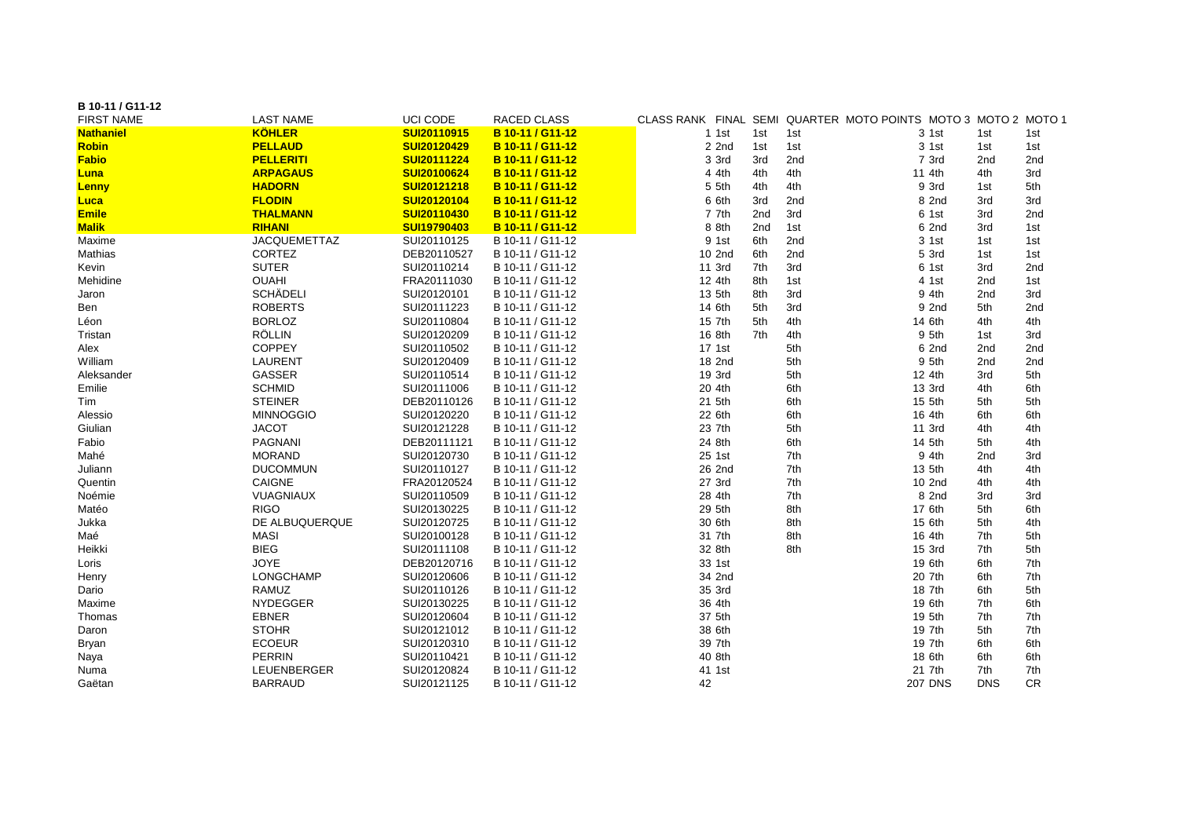**B 10-11 / G11-12**

| FIRST NAME | LAST NAME | UCI CODE | RACED CLASS | CLASS RANK | FINAL | SEMI | QUARTER | MOTO POINTS | MOTO 3 | MOTO 2 | MOTO 1 |
|---|---|---|---|---|---|---|---|---|---|---|---|
| **Nathaniel** | **KÖHLER** | **SUI20110915** | **B 10-11 / G11-12** | 1 | 1st | 1st | 1st | 3 | 1st | 1st | 1st |
| **Robin** | **PELLAUD** | **SUI20120429** | **B 10-11 / G11-12** | 2 | 2nd | 1st | 1st | 3 | 1st | 1st | 1st |
| **Fabio** | **PELLERITI** | **SUI20111224** | **B 10-11 / G11-12** | 3 | 3rd | 3rd | 2nd | 7 | 3rd | 2nd | 2nd |
| **Luna** | **ARPAGAUS** | **SUI20100624** | **B 10-11 / G11-12** | 4 | 4th | 4th | 4th | 11 | 4th | 4th | 3rd |
| **Lenny** | **HADORN** | **SUI20121218** | **B 10-11 / G11-12** | 5 | 5th | 4th | 4th | 9 | 3rd | 1st | 5th |
| **Luca** | **FLODIN** | **SUI20120104** | **B 10-11 / G11-12** | 6 | 6th | 3rd | 2nd | 8 | 2nd | 3rd | 3rd |
| **Emile** | **THALMANN** | **SUI20110430** | **B 10-11 / G11-12** | 7 | 7th | 2nd | 3rd | 6 | 1st | 3rd | 2nd |
| **Malik** | **RIHANI** | **SUI19790403** | **B 10-11 / G11-12** | 8 | 8th | 2nd | 1st | 6 | 2nd | 3rd | 1st |
| Maxime | JACQUEMETTAZ | SUI20110125 | B 10-11 / G11-12 | 9 | 1st | 6th | 2nd | 3 | 1st | 1st | 1st |
| Mathias | CORTEZ | DEB20110527 | B 10-11 / G11-12 | 10 | 2nd | 6th | 2nd | 5 | 3rd | 1st | 1st |
| Kevin | SUTER | SUI20110214 | B 10-11 / G11-12 | 11 | 3rd | 7th | 3rd | 6 | 1st | 3rd | 2nd |
| Mehidine | OUAHI | FRA20111030 | B 10-11 / G11-12 | 12 | 4th | 8th | 1st | 4 | 1st | 2nd | 1st |
| Jaron | SCHÄDELI | SUI20120101 | B 10-11 / G11-12 | 13 | 5th | 8th | 3rd | 9 | 4th | 2nd | 3rd |
| Ben | ROBERTS | SUI20111223 | B 10-11 / G11-12 | 14 | 6th | 5th | 3rd | 9 | 2nd | 5th | 2nd |
| Léon | BORLOZ | SUI20110804 | B 10-11 / G11-12 | 15 | 7th | 5th | 4th | 14 | 6th | 4th | 4th |
| Tristan | RÖLLIN | SUI20120209 | B 10-11 / G11-12 | 16 | 8th | 7th | 4th | 9 | 5th | 1st | 3rd |
| Alex | COPPEY | SUI20110502 | B 10-11 / G11-12 | 17 | 1st | | 5th | 6 | 2nd | 2nd | 2nd |
| William | LAURENT | SUI20120409 | B 10-11 / G11-12 | 18 | 2nd | | 5th | 9 | 5th | 2nd | 2nd |
| Aleksander | GASSER | SUI20110514 | B 10-11 / G11-12 | 19 | 3rd | | 5th | 12 | 4th | 3rd | 5th |
| Emilie | SCHMID | SUI20111006 | B 10-11 / G11-12 | 20 | 4th | | 6th | 13 | 3rd | 4th | 6th |
| Tim | STEINER | DEB20110126 | B 10-11 / G11-12 | 21 | 5th | | 6th | 15 | 5th | 5th | 5th |
| Alessio | MINNOGGIO | SUI20120220 | B 10-11 / G11-12 | 22 | 6th | | 6th | 16 | 4th | 6th | 6th |
| Giulian | JACOT | SUI20121228 | B 10-11 / G11-12 | 23 | 7th | | 5th | 11 | 3rd | 4th | 4th |
| Fabio | PAGNANI | DEB20111121 | B 10-11 / G11-12 | 24 | 8th | | 6th | 14 | 5th | 5th | 4th |
| Mahé | MORAND | SUI20120730 | B 10-11 / G11-12 | 25 | 1st | | 7th | 9 | 4th | 2nd | 3rd |
| Juliann | DUCOMMUN | SUI20110127 | B 10-11 / G11-12 | 26 | 2nd | | 7th | 13 | 5th | 4th | 4th |
| Quentin | CAIGNE | FRA20120524 | B 10-11 / G11-12 | 27 | 3rd | | 7th | 10 | 2nd | 4th | 4th |
| Noémie | VUAGNIAUX | SUI20110509 | B 10-11 / G11-12 | 28 | 4th | | 7th | 8 | 2nd | 3rd | 3rd |
| Matéo | RIGO | SUI20130225 | B 10-11 / G11-12 | 29 | 5th | | 8th | 17 | 6th | 5th | 6th |
| Jukka | DE ALBUQUERQUE | SUI20120725 | B 10-11 / G11-12 | 30 | 6th | | 8th | 15 | 6th | 5th | 4th |
| Maé | MASI | SUI20100128 | B 10-11 / G11-12 | 31 | 7th | | 8th | 16 | 4th | 7th | 5th |
| Heikki | BIEG | SUI20111108 | B 10-11 / G11-12 | 32 | 8th | | 8th | 15 | 3rd | 7th | 5th |
| Loris | JOYE | DEB20120716 | B 10-11 / G11-12 | 33 | 1st | | | 19 | 6th | 6th | 7th |
| Henry | LONGCHAMP | SUI20120606 | B 10-11 / G11-12 | 34 | 2nd | | | 20 | 7th | 6th | 7th |
| Dario | RAMUZ | SUI20110126 | B 10-11 / G11-12 | 35 | 3rd | | | 18 | 7th | 6th | 5th |
| Maxime | NYDEGGER | SUI20130225 | B 10-11 / G11-12 | 36 | 4th | | | 19 | 6th | 7th | 6th |
| Thomas | EBNER | SUI20120604 | B 10-11 / G11-12 | 37 | 5th | | | 19 | 5th | 7th | 7th |
| Daron | STOHR | SUI20121012 | B 10-11 / G11-12 | 38 | 6th | | | 19 | 7th | 5th | 7th |
| Bryan | ECOEUR | SUI20120310 | B 10-11 / G11-12 | 39 | 7th | | | 19 | 7th | 6th | 6th |
| Naya | PERRIN | SUI20110421 | B 10-11 / G11-12 | 40 | 8th | | | 18 | 6th | 6th | 6th |
| Numa | LEUENBERGER | SUI20120824 | B 10-11 / G11-12 | 41 | 1st | | | 21 | 7th | 7th | 7th |
| Gaëtan | BARRAUD | SUI20121125 | B 10-11 / G11-12 | 42 | | | | 207 | DNS | DNS | CR |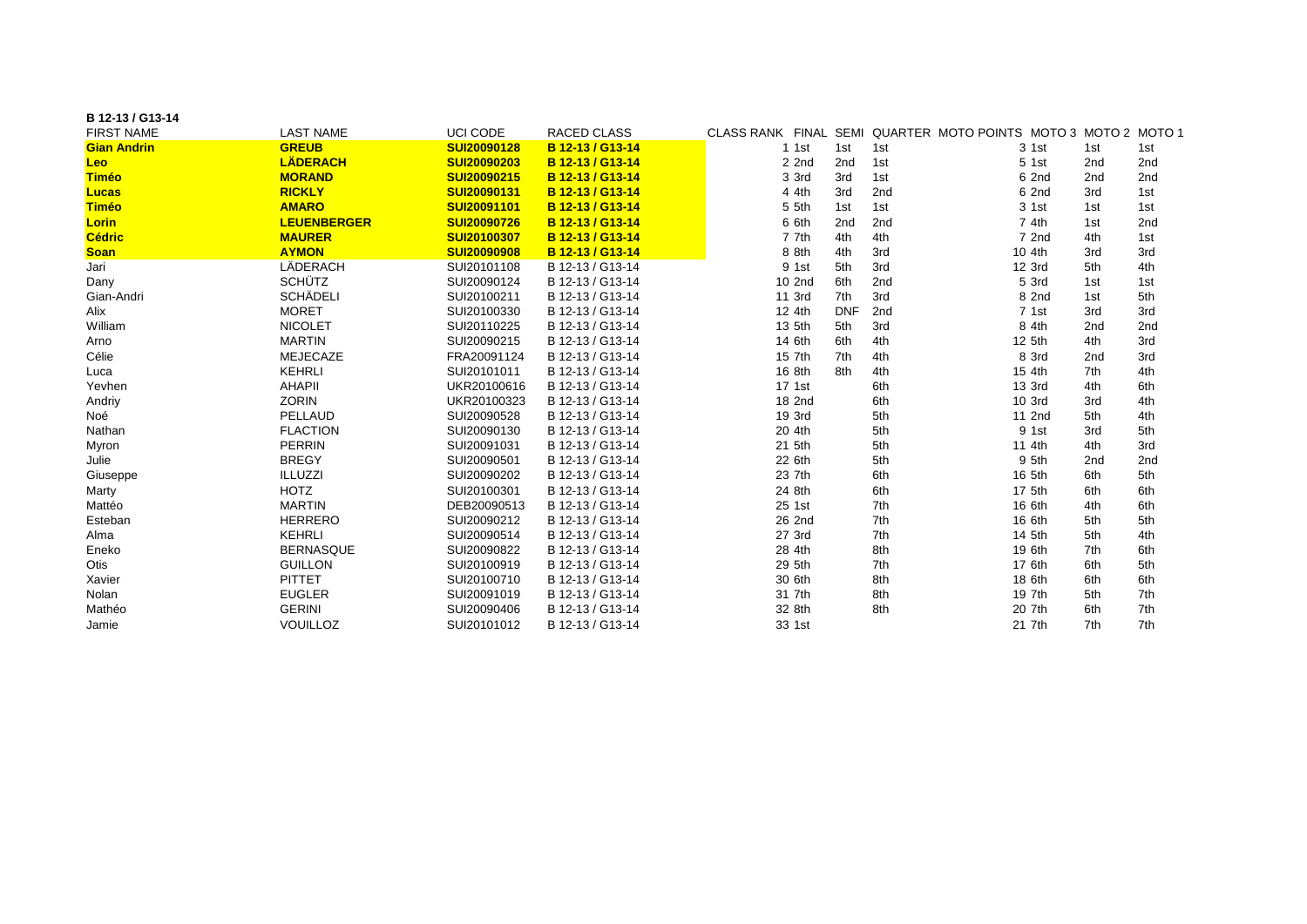**B 12-13 / G13-14**

| FIRST NAME | LAST NAME | UCI CODE | RACED CLASS | CLASS RANK | FINAL | SEMI | QUARTER | MOTO POINTS | MOTO 3 | MOTO 2 | MOTO 1 |
|---|---|---|---|---|---|---|---|---|---|---|---|
| **Gian Andrin** | **GREUB** | **SUI20090128** | **B 12-13 / G13-14** | 1 | 1st | 1st | 1st | 3 | 1st | 1st | 1st |
| **Leo** | **LÄDERACH** | **SUI20090203** | **B 12-13 / G13-14** | 2 | 2nd | 2nd | 1st | 5 | 1st | 2nd | 2nd |
| **Timéo** | **MORAND** | **SUI20090215** | **B 12-13 / G13-14** | 3 | 3rd | 3rd | 1st | 6 | 2nd | 2nd | 2nd |
| **Lucas** | **RICKLY** | **SUI20090131** | **B 12-13 / G13-14** | 4 | 4th | 3rd | 2nd | 6 | 2nd | 3rd | 1st |
| **Timéo** | **AMARO** | **SUI20091101** | **B 12-13 / G13-14** | 5 | 5th | 1st | 1st | 3 | 1st | 1st | 1st |
| **Lorin** | **LEUENBERGER** | **SUI20090726** | **B 12-13 / G13-14** | 6 | 6th | 2nd | 2nd | 7 | 4th | 1st | 2nd |
| **Cédric** | **MAURER** | **SUI20100307** | **B 12-13 / G13-14** | 7 | 7th | 4th | 4th | 7 | 2nd | 4th | 1st |
| **Soan** | **AYMON** | **SUI20090908** | **B 12-13 / G13-14** | 8 | 8th | 4th | 3rd | 10 | 4th | 3rd | 3rd |
| Jari | LÄDERACH | SUI20101108 | B 12-13 / G13-14 | 9 | 1st | 5th | 3rd | 12 | 3rd | 5th | 4th |
| Dany | SCHÜTZ | SUI20090124 | B 12-13 / G13-14 | 10 | 2nd | 6th | 2nd | 5 | 3rd | 1st | 1st |
| Gian-Andri | SCHÄDELI | SUI20100211 | B 12-13 / G13-14 | 11 | 3rd | 7th | 3rd | 8 | 2nd | 1st | 5th |
| Alix | MORET | SUI20100330 | B 12-13 / G13-14 | 12 | 4th | DNF | 2nd | 7 | 1st | 3rd | 3rd |
| William | NICOLET | SUI20110225 | B 12-13 / G13-14 | 13 | 5th | 5th | 3rd | 8 | 4th | 2nd | 2nd |
| Arno | MARTIN | SUI20090215 | B 12-13 / G13-14 | 14 | 6th | 6th | 4th | 12 | 5th | 4th | 3rd |
| Célie | MEJECAZE | FRA20091124 | B 12-13 / G13-14 | 15 | 7th | 7th | 4th | 8 | 3rd | 2nd | 3rd |
| Luca | KEHRLI | SUI20101011 | B 12-13 / G13-14 | 16 | 8th | 8th | 4th | 15 | 4th | 7th | 4th |
| Yevhen | AHAPII | UKR20100616 | B 12-13 / G13-14 | 17 | 1st | | 6th | 13 | 3rd | 4th | 6th |
| Andriy | ZORIN | UKR20100323 | B 12-13 / G13-14 | 18 | 2nd | | 6th | 10 | 3rd | 3rd | 4th |
| Noé | PELLAUD | SUI20090528 | B 12-13 / G13-14 | 19 | 3rd | | 5th | 11 | 2nd | 5th | 4th |
| Nathan | FLACTION | SUI20090130 | B 12-13 / G13-14 | 20 | 4th | | 5th | 9 | 1st | 3rd | 5th |
| Myron | PERRIN | SUI20091031 | B 12-13 / G13-14 | 21 | 5th | | 5th | 11 | 4th | 4th | 3rd |
| Julie | BREGY | SUI20090501 | B 12-13 / G13-14 | 22 | 6th | | 5th | 9 | 5th | 2nd | 2nd |
| Giuseppe | ILLUZZI | SUI20090202 | B 12-13 / G13-14 | 23 | 7th | | 6th | 16 | 5th | 6th | 5th |
| Marty | HOTZ | SUI20100301 | B 12-13 / G13-14 | 24 | 8th | | 6th | 17 | 5th | 6th | 6th |
| Mattéo | MARTIN | DEB20090513 | B 12-13 / G13-14 | 25 | 1st | | 7th | 16 | 6th | 4th | 6th |
| Esteban | HERRERO | SUI20090212 | B 12-13 / G13-14 | 26 | 2nd | | 7th | 16 | 6th | 5th | 5th |
| Alma | KEHRLI | SUI20090514 | B 12-13 / G13-14 | 27 | 3rd | | 7th | 14 | 5th | 5th | 4th |
| Eneko | BERNASQUE | SUI20090822 | B 12-13 / G13-14 | 28 | 4th | | 8th | 19 | 6th | 7th | 6th |
| Otis | GUILLON | SUI20100919 | B 12-13 / G13-14 | 29 | 5th | | 7th | 17 | 6th | 6th | 5th |
| Xavier | PITTET | SUI20100710 | B 12-13 / G13-14 | 30 | 6th | | 8th | 18 | 6th | 6th | 6th |
| Nolan | EUGLER | SUI20091019 | B 12-13 / G13-14 | 31 | 7th | | 8th | 19 | 7th | 5th | 7th |
| Mathéo | GERINI | SUI20090406 | B 12-13 / G13-14 | 32 | 8th | | 8th | 20 | 7th | 6th | 7th |
| Jamie | VOUILLOZ | SUI20101012 | B 12-13 / G13-14 | 33 | 1st | | | 21 | 7th | 7th | 7th |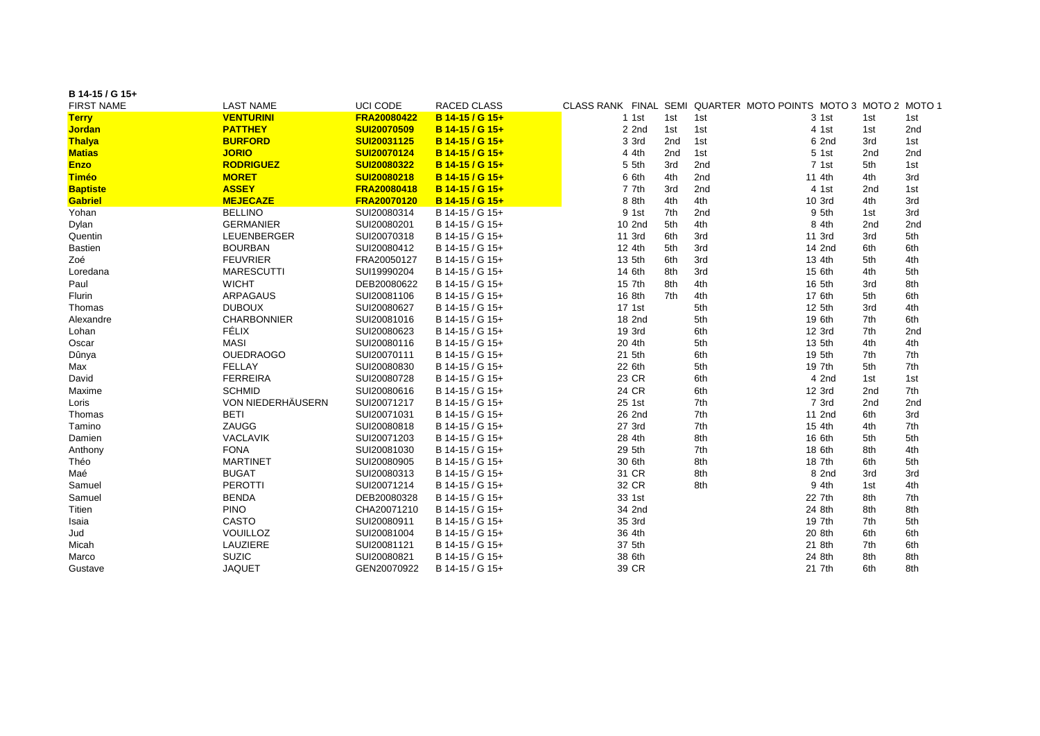**B 14-15 / G 15+**

| FIRST NAME | LAST NAME | UCI CODE | RACED CLASS | CLASS RANK | FINAL | SEMI | QUARTER | MOTO POINTS | MOTO 3 | MOTO 2 | MOTO 1 |
|---|---|---|---|---|---|---|---|---|---|---|---|
| **Terry** | **VENTURINI** | **FRA20080422** | **B 14-15 / G 15+** | 1 | 1st | 1st | 1st | 3 | 1st | 1st | 1st |
| **Jordan** | **PATTHEY** | **SUI20070509** | **B 14-15 / G 15+** | 2 | 2nd | 1st | 1st | 4 | 1st | 1st | 2nd |
| **Thalya** | **BURFORD** | **SUI20031125** | **B 14-15 / G 15+** | 3 | 3rd | 2nd | 1st | 6 | 2nd | 3rd | 1st |
| **Matias** | **JORIO** | **SUI20070124** | **B 14-15 / G 15+** | 4 | 4th | 2nd | 1st | 5 | 1st | 2nd | 2nd |
| **Enzo** | **RODRIGUEZ** | **SUI20080322** | **B 14-15 / G 15+** | 5 | 5th | 3rd | 2nd | 7 | 1st | 5th | 1st |
| **Timéo** | **MORET** | **SUI20080218** | **B 14-15 / G 15+** | 6 | 6th | 4th | 2nd | 11 | 4th | 4th | 3rd |
| **Baptiste** | **ASSEY** | **FRA20080418** | **B 14-15 / G 15+** | 7 | 7th | 3rd | 2nd | 4 | 1st | 2nd | 1st |
| **Gabriel** | **MEJECAZE** | **FRA20070120** | **B 14-15 / G 15+** | 8 | 8th | 4th | 4th | 10 | 3rd | 4th | 3rd |
| Yohan | BELLINO | SUI20080314 | B 14-15 / G 15+ | 9 | 1st | 7th | 2nd | 9 | 5th | 1st | 3rd |
| Dylan | GERMANIER | SUI20080201 | B 14-15 / G 15+ | 10 | 2nd | 5th | 4th | 8 | 4th | 2nd | 2nd |
| Quentin | LEUENBERGER | SUI20070318 | B 14-15 / G 15+ | 11 | 3rd | 6th | 3rd | 11 | 3rd | 3rd | 5th |
| Bastien | BOURBAN | SUI20080412 | B 14-15 / G 15+ | 12 | 4th | 5th | 3rd | 14 | 2nd | 6th | 6th |
| Zoé | FEUVRIER | FRA20050127 | B 14-15 / G 15+ | 13 | 5th | 6th | 3rd | 13 | 4th | 5th | 4th |
| Loredana | MARESCUTTI | SUI19990204 | B 14-15 / G 15+ | 14 | 6th | 8th | 3rd | 15 | 6th | 4th | 5th |
| Paul | WICHT | DEB20080622 | B 14-15 / G 15+ | 15 | 7th | 8th | 4th | 16 | 5th | 3rd | 8th |
| Flurin | ARPAGAUS | SUI20081106 | B 14-15 / G 15+ | 16 | 8th | 7th | 4th | 17 | 6th | 5th | 6th |
| Thomas | DUBOUX | SUI20080627 | B 14-15 / G 15+ | 17 | 1st | | 5th | 12 | 5th | 3rd | 4th |
| Alexandre | CHARBONNIER | SUI20081016 | B 14-15 / G 15+ | 18 | 2nd | | 5th | 19 | 6th | 7th | 6th |
| Lohan | FÉLIX | SUI20080623 | B 14-15 / G 15+ | 19 | 3rd | | 6th | 12 | 3rd | 7th | 2nd |
| Oscar | MASI | SUI20080116 | B 14-15 / G 15+ | 20 | 4th | | 5th | 13 | 5th | 4th | 4th |
| Dûnya | OUEDRAOGO | SUI20070111 | B 14-15 / G 15+ | 21 | 5th | | 6th | 19 | 5th | 7th | 7th |
| Max | FELLAY | SUI20080830 | B 14-15 / G 15+ | 22 | 6th | | 5th | 19 | 7th | 5th | 7th |
| David | FERREIRA | SUI20080728 | B 14-15 / G 15+ | 23 | CR | | 6th | 4 | 2nd | 1st | 1st |
| Maxime | SCHMID | SUI20080616 | B 14-15 / G 15+ | 24 | CR | | 6th | 12 | 3rd | 2nd | 7th |
| Loris | VON NIEDERHÄUSERN | SUI20071217 | B 14-15 / G 15+ | 25 | 1st | | 7th | 7 | 3rd | 2nd | 2nd |
| Thomas | BETI | SUI20071031 | B 14-15 / G 15+ | 26 | 2nd | | 7th | 11 | 2nd | 6th | 3rd |
| Tamino | ZAUGG | SUI20080818 | B 14-15 / G 15+ | 27 | 3rd | | 7th | 15 | 4th | 4th | 7th |
| Damien | VACLAVIK | SUI20071203 | B 14-15 / G 15+ | 28 | 4th | | 8th | 16 | 6th | 5th | 5th |
| Anthony | FONA | SUI20081030 | B 14-15 / G 15+ | 29 | 5th | | 7th | 18 | 6th | 8th | 4th |
| Théo | MARTINET | SUI20080905 | B 14-15 / G 15+ | 30 | 6th | | 8th | 18 | 7th | 6th | 5th |
| Maé | BUGAT | SUI20080313 | B 14-15 / G 15+ | 31 | CR | | 8th | 8 | 2nd | 3rd | 3rd |
| Samuel | PEROTTI | SUI20071214 | B 14-15 / G 15+ | 32 | CR | | 8th | 9 | 4th | 1st | 4th |
| Samuel | BENDA | DEB20080328 | B 14-15 / G 15+ | 33 | 1st | | | 22 | 7th | 8th | 7th |
| Titien | PINO | CHA20071210 | B 14-15 / G 15+ | 34 | 2nd | | | 24 | 8th | 8th | 8th |
| Isaia | CASTO | SUI20080911 | B 14-15 / G 15+ | 35 | 3rd | | | 19 | 7th | 7th | 5th |
| Jud | VOUILLOZ | SUI20081004 | B 14-15 / G 15+ | 36 | 4th | | | 20 | 8th | 6th | 6th |
| Micah | LAUZIERE | SUI20081121 | B 14-15 / G 15+ | 37 | 5th | | | 21 | 8th | 7th | 6th |
| Marco | SUZIC | SUI20080821 | B 14-15 / G 15+ | 38 | 6th | | | 24 | 8th | 8th | 8th |
| Gustave | JAQUET | GEN20070922 | B 14-15 / G 15+ | 39 | CR | | | 21 | 7th | 6th | 8th |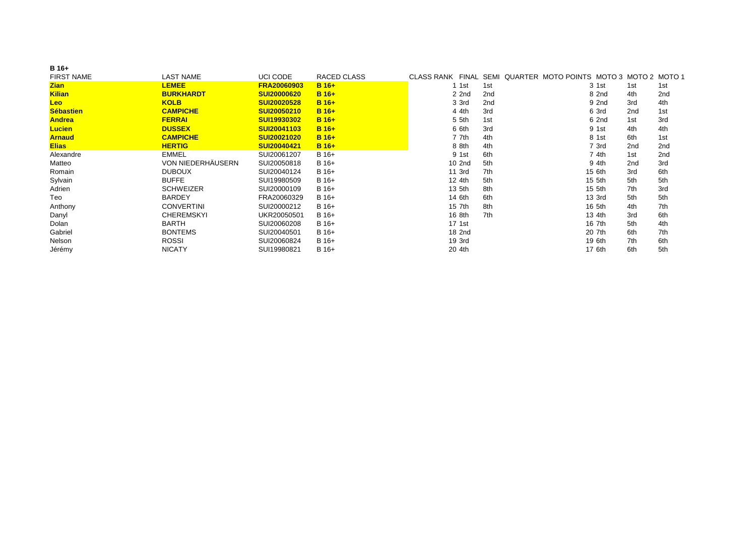**B 16+**

| FIRST NAME | LAST NAME | UCI CODE | RACED CLASS | CLASS RANK | FINAL | SEMI | QUARTER | MOTO POINTS | MOTO 3 | MOTO 2 | MOTO 1 |
|---|---|---|---|---|---|---|---|---|---|---|---|
| **Zian** | **LEMEE** | **FRA20060903** | **B 16+** | 1 | 1st | 1st | | 3 | 1st | 1st | 1st |
| **Kilian** | **BURKHARDT** | **SUI20000620** | **B 16+** | 2 | 2nd | 2nd | | 8 | 2nd | 4th | 2nd |
| **Leo** | **KOLB** | **SUI20020528** | **B 16+** | 3 | 3rd | 2nd | | 9 | 2nd | 3rd | 4th |
| **Sébastien** | **CAMPICHE** | **SUI20050210** | **B 16+** | 4 | 4th | 3rd | | 6 | 3rd | 2nd | 1st |
| **Andrea** | **FERRAI** | **SUI19930302** | **B 16+** | 5 | 5th | 1st | | 6 | 2nd | 1st | 3rd |
| **Lucien** | **DUSSEX** | **SUI20041103** | **B 16+** | 6 | 6th | 3rd | | 9 | 1st | 4th | 4th |
| **Arnaud** | **CAMPICHE** | **SUI20021020** | **B 16+** | 7 | 7th | 4th | | 8 | 1st | 6th | 1st |
| **Elias** | **HERTIG** | **SUI20040421** | **B 16+** | 8 | 8th | 4th | | 7 | 3rd | 2nd | 2nd |
| Alexandre | EMMEL | SUI20061207 | B 16+ | 9 | 1st | 6th | | 7 | 4th | 1st | 2nd |
| Matteo | VON NIEDERHÄUSERN | SUI20050818 | B 16+ | 10 | 2nd | 5th | | 9 | 4th | 2nd | 3rd |
| Romain | DUBOUX | SUI20040124 | B 16+ | 11 | 3rd | 7th | | 15 | 6th | 3rd | 6th |
| Sylvain | BUFFE | SUI19980509 | B 16+ | 12 | 4th | 5th | | 15 | 5th | 5th | 5th |
| Adrien | SCHWEIZER | SUI20000109 | B 16+ | 13 | 5th | 8th | | 15 | 5th | 7th | 3rd |
| Teo | BARDEY | FRA20060329 | B 16+ | 14 | 6th | 6th | | 13 | 3rd | 5th | 5th |
| Anthony | CONVERTINI | SUI20000212 | B 16+ | 15 | 7th | 8th | | 16 | 5th | 4th | 7th |
| Danyl | CHEREMSKYI | UKR20050501 | B 16+ | 16 | 8th | 7th | | 13 | 4th | 3rd | 6th |
| Dolan | BARTH | SUI20060208 | B 16+ | 17 | 1st | | | 16 | 7th | 5th | 4th |
| Gabriel | BONTEMS | SUI20040501 | B 16+ | 18 | 2nd | | | 20 | 7th | 6th | 7th |
| Nelson | ROSSI | SUI20060824 | B 16+ | 19 | 3rd | | | 19 | 6th | 7th | 6th |
| Jérémy | NICATY | SUI19980821 | B 16+ | 20 | 4th | | | 17 | 6th | 6th | 5th |